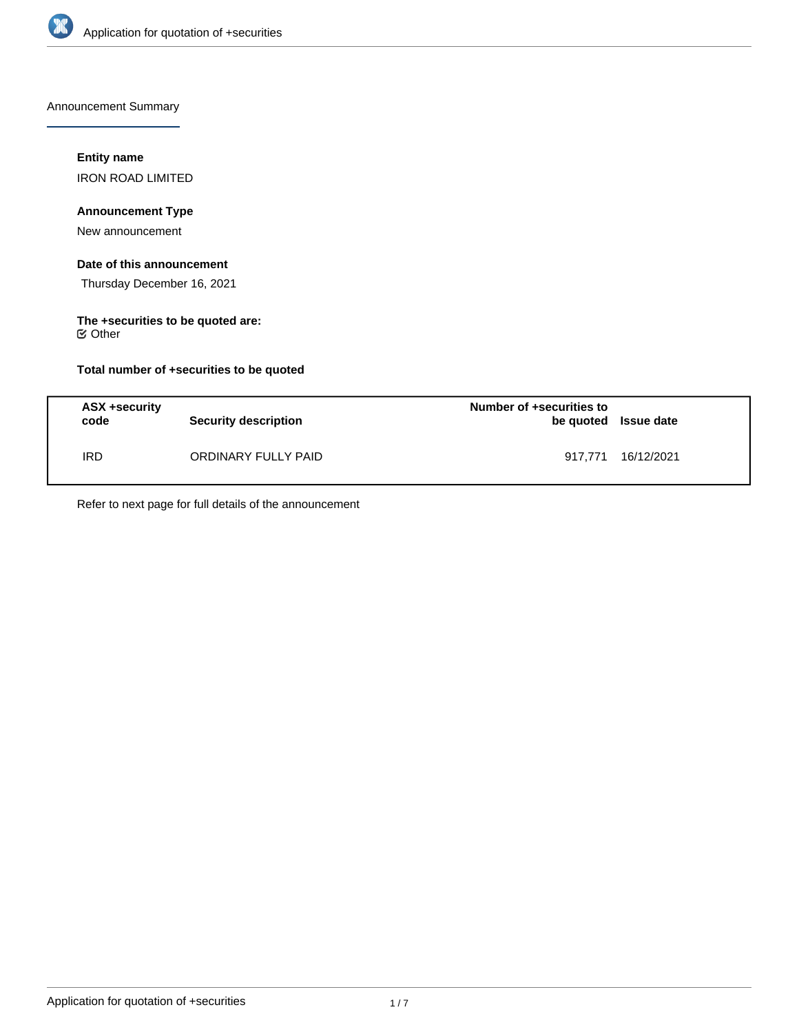## Announcement Summary

**Entity name**

IRON ROAD LIMITED

**Announcement Type**

New announcement

**Date of this announcement**

Thursday December 16, 2021

**The +securities to be quoted are:**

☑ Other

**Total number of +securities to be quoted**

| ASX +security code | Security description | Number of +securities to be quoted | Issue date |
|---|---|---|---|
| IRD | ORDINARY FULLY PAID | 917,771 | 16/12/2021 |

Refer to next page for full details of the announcement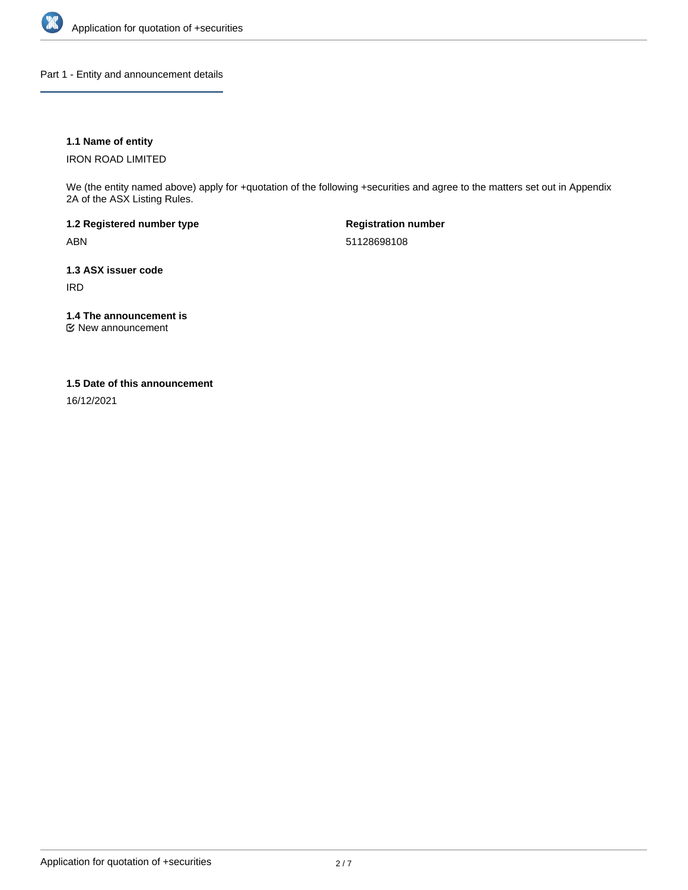## Part 1 - Entity and announcement details

### 1.1 Name of entity

IRON ROAD LIMITED

We (the entity named above) apply for +quotation of the following +securities and agree to the matters set out in Appendix 2A of the ASX Listing Rules.

**1.2 Registered number type**

ABN

**Registration number**

51128698108

### 1.3 ASX issuer code

IRD

### 1.4 The announcement is

☑ New announcement

### 1.5 Date of this announcement

16/12/2021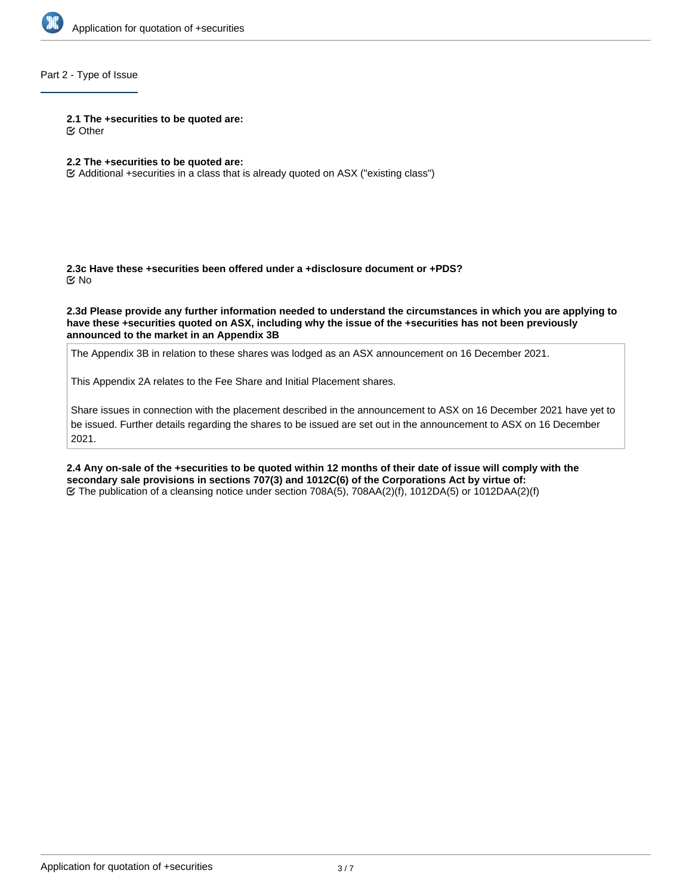## Part 2 - Type of Issue

**2.1 The +securities to be quoted are:**

☑ Other

**2.2 The +securities to be quoted are:**

☑ Additional +securities in a class that is already quoted on ASX ("existing class")

**2.3c Have these +securities been offered under a +disclosure document or +PDS?**

☑ No

**2.3d Please provide any further information needed to understand the circumstances in which you are applying to have these +securities quoted on ASX, including why the issue of the +securities has not been previously announced to the market in an Appendix 3B**

The Appendix 3B in relation to these shares was lodged as an ASX announcement on 16 December 2021.

This Appendix 2A relates to the Fee Share and Initial Placement shares.

Share issues in connection with the placement described in the announcement to ASX on 16 December 2021 have yet to be issued. Further details regarding the shares to be issued are set out in the announcement to ASX on 16 December 2021.

**2.4 Any on-sale of the +securities to be quoted within 12 months of their date of issue will comply with the secondary sale provisions in sections 707(3) and 1012C(6) of the Corporations Act by virtue of:**

☑ The publication of a cleansing notice under section 708A(5), 708AA(2)(f), 1012DA(5) or 1012DAA(2)(f)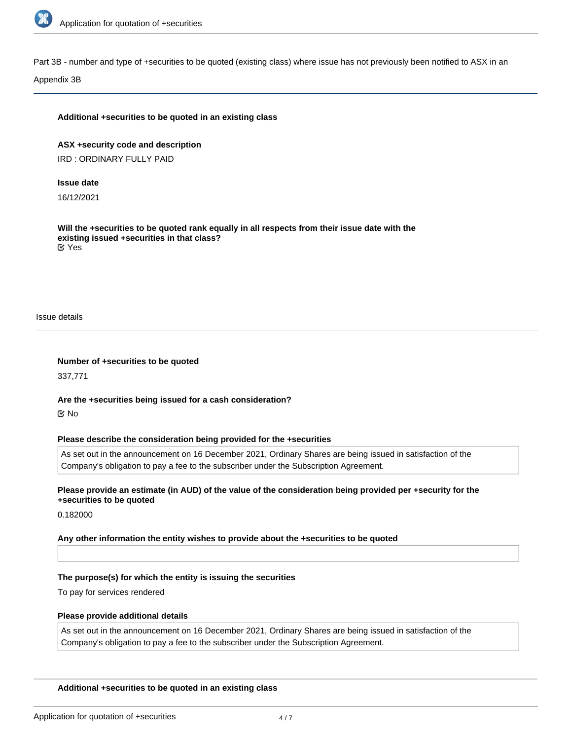Part 3B - number and type of +securities to be quoted (existing class) where issue has not previously been notified to ASX in an Appendix 3B

**Additional +securities to be quoted in an existing class**

**ASX +security code and description**

IRD : ORDINARY FULLY PAID

**Issue date**

16/12/2021

**Will the +securities to be quoted rank equally in all respects from their issue date with the existing issued +securities in that class?**

☑ Yes

Issue details

**Number of +securities to be quoted**

337,771

**Are the +securities being issued for a cash consideration?**

☑ No

**Please describe the consideration being provided for the +securities**

As set out in the announcement on 16 December 2021, Ordinary Shares are being issued in satisfaction of the Company's obligation to pay a fee to the subscriber under the Subscription Agreement.

**Please provide an estimate (in AUD) of the value of the consideration being provided per +security for the +securities to be quoted**

0.182000

**Any other information the entity wishes to provide about the +securities to be quoted**

**The purpose(s) for which the entity is issuing the securities**

To pay for services rendered

**Please provide additional details**

As set out in the announcement on 16 December 2021, Ordinary Shares are being issued in satisfaction of the Company's obligation to pay a fee to the subscriber under the Subscription Agreement.

**Additional +securities to be quoted in an existing class**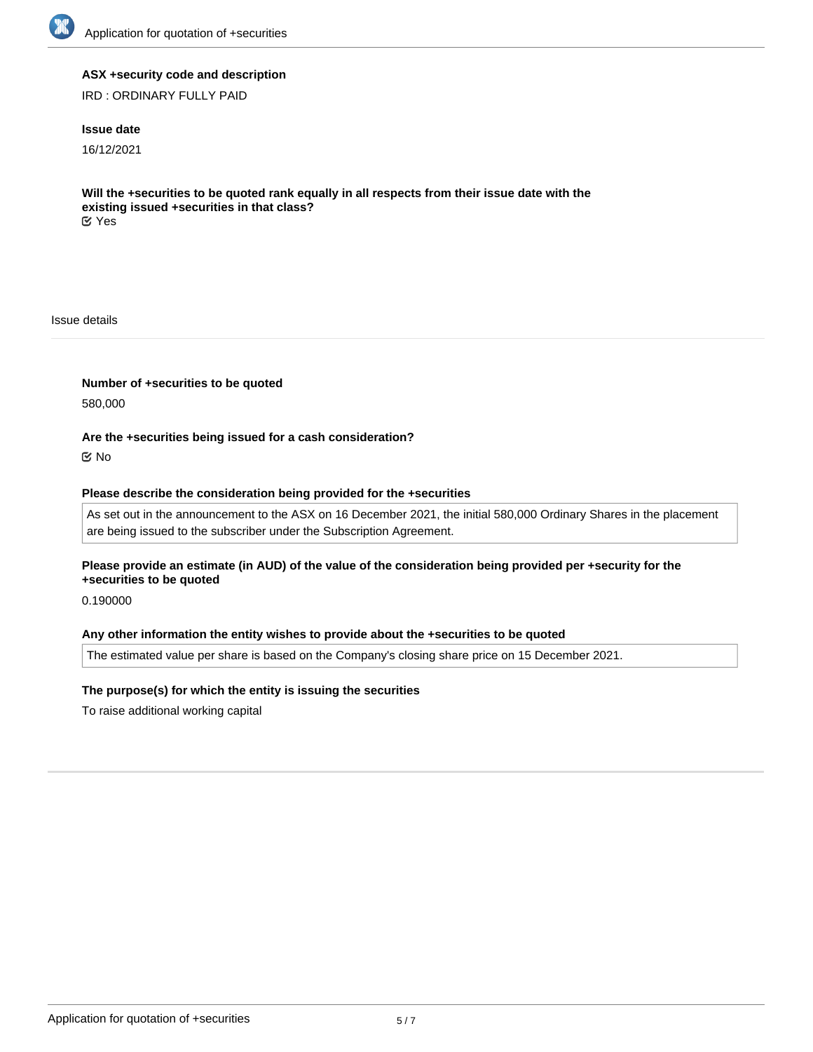**ASX +security code and description**

IRD : ORDINARY FULLY PAID

**Issue date**

16/12/2021

**Will the +securities to be quoted rank equally in all respects from their issue date with the existing issued +securities in that class?**

☑ Yes

Issue details

**Number of +securities to be quoted**

580,000

**Are the +securities being issued for a cash consideration?**

☑ No

**Please describe the consideration being provided for the +securities**

As set out in the announcement to the ASX on 16 December 2021, the initial 580,000 Ordinary Shares in the placement are being issued to the subscriber under the Subscription Agreement.

**Please provide an estimate (in AUD) of the value of the consideration being provided per +security for the +securities to be quoted**

0.190000

**Any other information the entity wishes to provide about the +securities to be quoted**

The estimated value per share is based on the Company's closing share price on 15 December 2021.

**The purpose(s) for which the entity is issuing the securities**

To raise additional working capital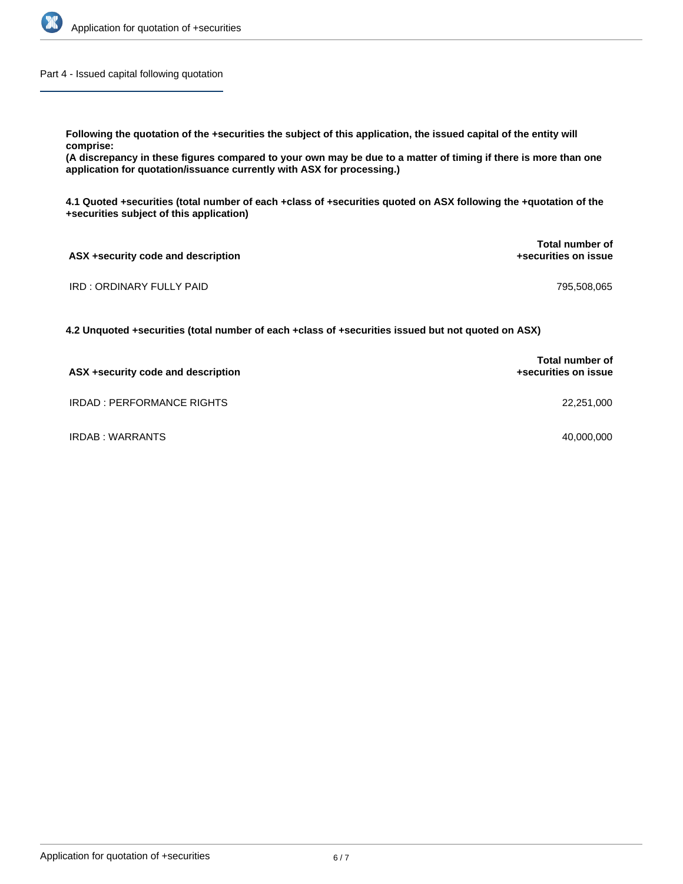## Part 4 - Issued capital following quotation

**Following the quotation of the +securities the subject of this application, the issued capital of the entity will comprise:**
**(A discrepancy in these figures compared to your own may be due to a matter of timing if there is more than one application for quotation/issuance currently with ASX for processing.)**

**4.1 Quoted +securities (total number of each +class of +securities quoted on ASX following the +quotation of the +securities subject of this application)**

| ASX +security code and description | Total number of +securities on issue |
|---|---|
| IRD : ORDINARY FULLY PAID | 795,508,065 |

**4.2 Unquoted +securities (total number of each +class of +securities issued but not quoted on ASX)**

| ASX +security code and description | Total number of +securities on issue |
|---|---|
| IRDAD : PERFORMANCE RIGHTS | 22,251,000 |
| IRDAB : WARRANTS | 40,000,000 |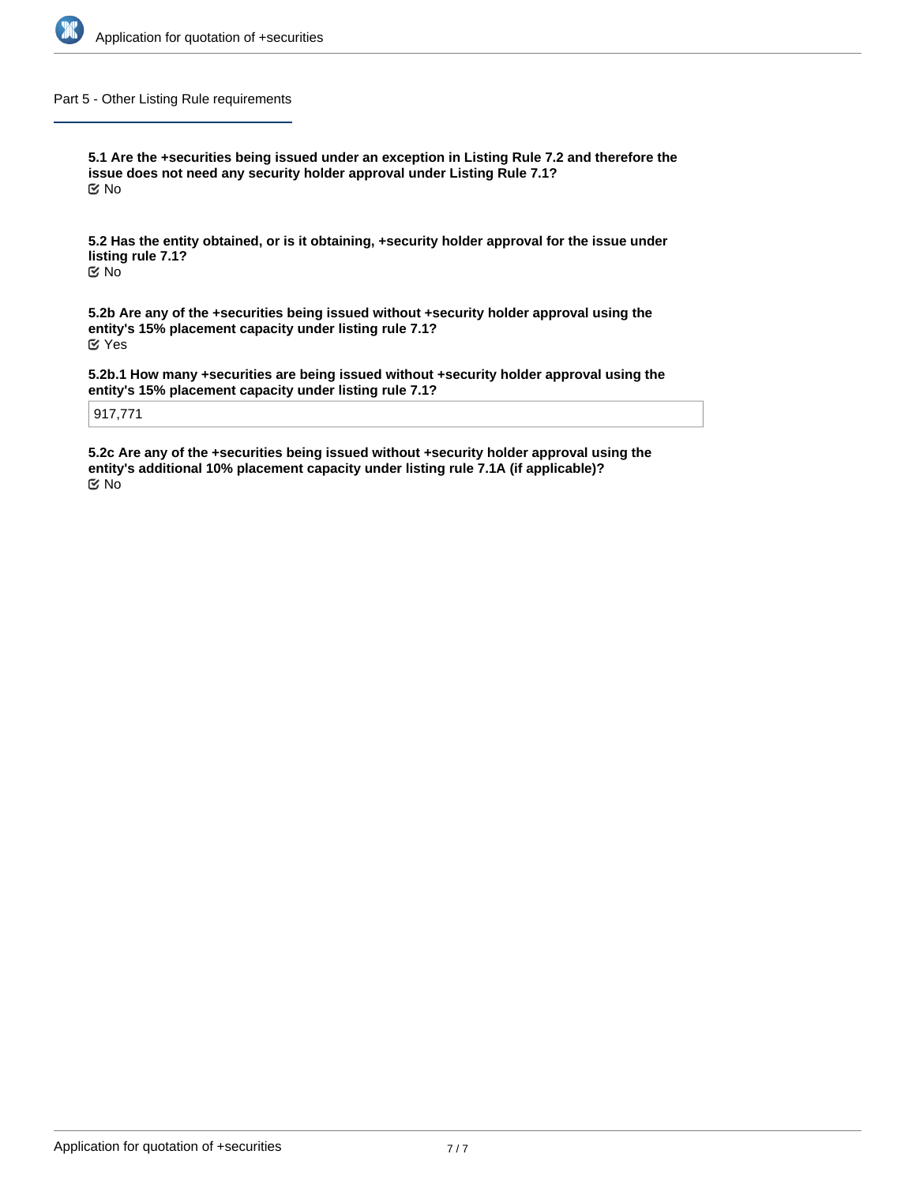## Part 5 - Other Listing Rule requirements

**5.1 Are the +securities being issued under an exception in Listing Rule 7.2 and therefore the issue does not need any security holder approval under Listing Rule 7.1?**
No

**5.2 Has the entity obtained, or is it obtaining, +security holder approval for the issue under listing rule 7.1?**
No

**5.2b Are any of the +securities being issued without +security holder approval using the entity's 15% placement capacity under listing rule 7.1?**
Yes

**5.2b.1 How many +securities are being issued without +security holder approval using the entity's 15% placement capacity under listing rule 7.1?**

917,771

**5.2c Are any of the +securities being issued without +security holder approval using the entity's additional 10% placement capacity under listing rule 7.1A (if applicable)?**
No